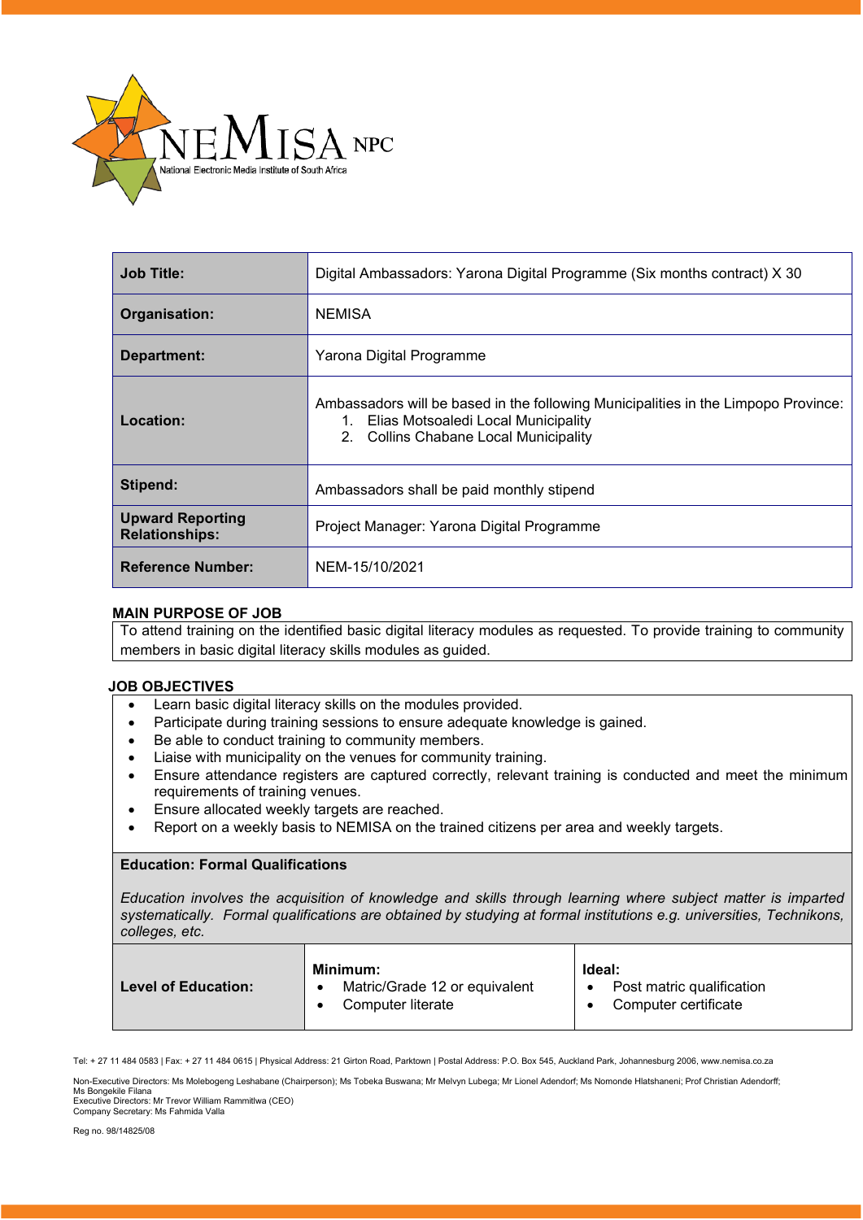NEMISA NPC
National Electronic Media Institute of South Africa

| | |
|---|---|
| **Job Title:** | Digital Ambassadors: Yarona Digital Programme (Six months contract) X 30 |
| **Organisation:** | NEMISA |
| **Department:** | Yarona Digital Programme |
| **Location:** | Ambassadors will be based in the following Municipalities in the Limpopo Province: 1. Elias Motsoaledi Local Municipality 2. Collins Chabane Local Municipality |
| **Stipend:** | Ambassadors shall be paid monthly stipend |
| **Upward Reporting Relationships:** | Project Manager: Yarona Digital Programme |
| **Reference Number:** | NEM-15/10/2021 |

## MAIN PURPOSE OF JOB

To attend training on the identified basic digital literacy modules as requested. To provide training to community members in basic digital literacy skills modules as guided.

## JOB OBJECTIVES

- Learn basic digital literacy skills on the modules provided.
- Participate during training sessions to ensure adequate knowledge is gained.
- Be able to conduct training to community members.
- Liaise with municipality on the venues for community training.
- Ensure attendance registers are captured correctly, relevant training is conducted and meet the minimum requirements of training venues.
- Ensure allocated weekly targets are reached.
- Report on a weekly basis to NEMISA on the trained citizens per area and weekly targets.

### Education: Formal Qualifications

*Education involves the acquisition of knowledge and skills through learning where subject matter is imparted systematically. Formal qualifications are obtained by studying at formal institutions e.g. universities, Technikons, colleges, etc.*

| | | |
|---|---|---|
| **Level of Education:** | **Minimum:** <br>• Matric/Grade 12 or equivalent <br>• Computer literate | **Ideal:** <br>• Post matric qualification <br>• Computer certificate |

Tel: + 27 11 484 0583 | Fax: + 27 11 484 0615 | Physical Address: 21 Girton Road, Parktown | Postal Address: P.O. Box 545, Auckland Park, Johannesburg 2006, www.nemisa.co.za

Non-Executive Directors: Ms Molebogeng Leshabane (Chairperson); Ms Tobeka Buswana; Mr Melvyn Lubega; Mr Lionel Adendorf; Ms Nomonde Hlatshaneni; Prof Christian Adendorff; Ms Bongekile Filana
Executive Directors: Mr Trevor William Rammitlwa (CEO)
Company Secretary: Ms Fahmida Valla

Reg no. 98/14825/08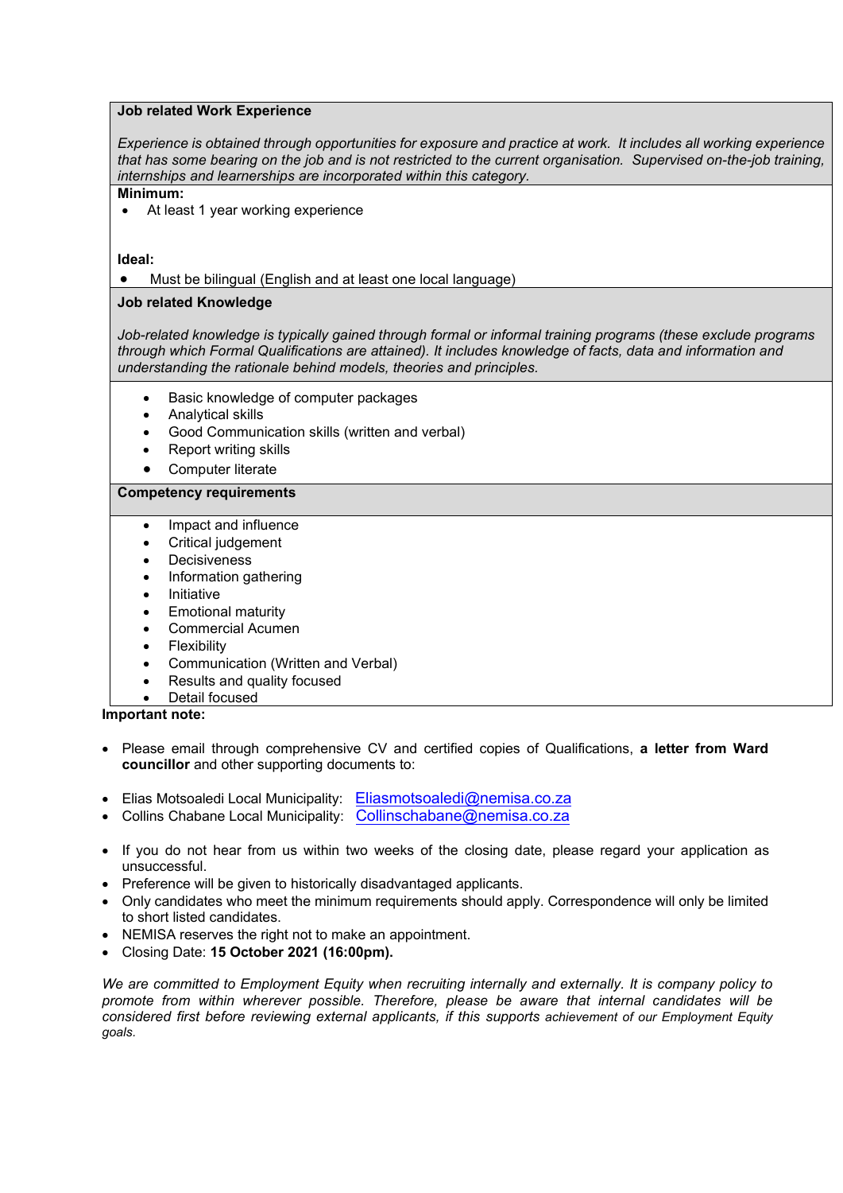**Job related Work Experience**

*Experience is obtained through opportunities for exposure and practice at work. It includes all working experience that has some bearing on the job and is not restricted to the current organisation. Supervised on-the-job training, internships and learnerships are incorporated within this category.*

**Minimum:**

- At least 1 year working experience

**Ideal:**

- Must be bilingual (English and at least one local language)

**Job related Knowledge**

*Job-related knowledge is typically gained through formal or informal training programs (these exclude programs through which Formal Qualifications are attained). It includes knowledge of facts, data and information and understanding the rationale behind models, theories and principles.*

- Basic knowledge of computer packages
- Analytical skills
- Good Communication skills (written and verbal)
- Report writing skills
- Computer literate

**Competency requirements**

- Impact and influence
- Critical judgement
- Decisiveness
- Information gathering
- Initiative
- Emotional maturity
- Commercial Acumen
- Flexibility
- Communication (Written and Verbal)
- Results and quality focused
- Detail focused

**Important note:**

- Please email through comprehensive CV and certified copies of Qualifications, **a letter from Ward councillor** and other supporting documents to:

- Elias Motsoaledi Local Municipality: Eliasmotsoaledi@nemisa.co.za
- Collins Chabane Local Municipality: Collinschabane@nemisa.co.za

- If you do not hear from us within two weeks of the closing date, please regard your application as unsuccessful.
- Preference will be given to historically disadvantaged applicants.
- Only candidates who meet the minimum requirements should apply. Correspondence will only be limited to short listed candidates.
- NEMISA reserves the right not to make an appointment.
- Closing Date: **15 October 2021 (16:00pm).**

*We are committed to Employment Equity when recruiting internally and externally. It is company policy to promote from within wherever possible. Therefore, please be aware that internal candidates will be considered first before reviewing external applicants, if this supports achievement of our Employment Equity goals.*